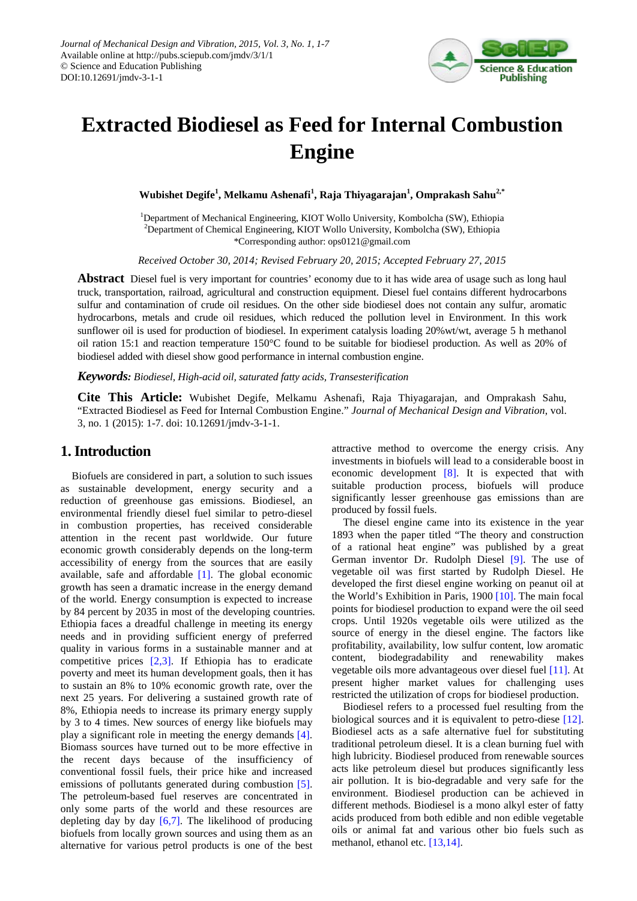# Extracted Biodiesel as Feed for Internal Combustion Engine

**Wubishet Degife[1], Melkamu Ashenafi[1], Raja Thiyagarajan[1], Omprakash Sahu[2,*]**

[1]Department of Mechanical Engineering, KIOT Wollo University, Kombolcha (SW), Ethiopia
[2]Department of Chemical Engineering, KIOT Wollo University, Kombolcha (SW), Ethiopia
*Corresponding author: ops0121@gmail.com

*Received October 30, 2014; Revised February 20, 2015; Accepted February 27, 2015*

**Abstract** Diesel fuel is very important for countries' economy due to it has wide area of usage such as long haul truck, transportation, railroad, agricultural and construction equipment. Diesel fuel contains different hydrocarbons sulfur and contamination of crude oil residues. On the other side biodiesel does not contain any sulfur, aromatic hydrocarbons, metals and crude oil residues, which reduced the pollution level in Environment. In this work sunflower oil is used for production of biodiesel. In experiment catalysis loading 20%wt/wt, average 5 h methanol oil ration 15:1 and reaction temperature 150°C found to be suitable for biodiesel production. As well as 20% of biodiesel added with diesel show good performance in internal combustion engine.

***Keywords:*** *Biodiesel, High-acid oil, saturated fatty acids, Transesterification*

**Cite This Article:** Wubishet Degife, Melkamu Ashenafi, Raja Thiyagarajan, and Omprakash Sahu, "Extracted Biodiesel as Feed for Internal Combustion Engine." *Journal of Mechanical Design and Vibration*, vol. 3, no. 1 (2015): 1-7. doi: 10.12691/jmdv-3-1-1.

## 1. Introduction

Biofuels are considered in part, a solution to such issues as sustainable development, energy security and a reduction of greenhouse gas emissions. Biodiesel, an environmental friendly diesel fuel similar to petro-diesel in combustion properties, has received considerable attention in the recent past worldwide. Our future economic growth considerably depends on the long-term accessibility of energy from the sources that are easily available, safe and affordable [1]. The global economic growth has seen a dramatic increase in the energy demand of the world. Energy consumption is expected to increase by 84 percent by 2035 in most of the developing countries. Ethiopia faces a dreadful challenge in meeting its energy needs and in providing sufficient energy of preferred quality in various forms in a sustainable manner and at competitive prices [2,3]. If Ethiopia has to eradicate poverty and meet its human development goals, then it has to sustain an 8% to 10% economic growth rate, over the next 25 years. For delivering a sustained growth rate of 8%, Ethiopia needs to increase its primary energy supply by 3 to 4 times. New sources of energy like biofuels may play a significant role in meeting the energy demands [4]. Biomass sources have turned out to be more effective in the recent days because of the insufficiency of conventional fossil fuels, their price hike and increased emissions of pollutants generated during combustion [5]. The petroleum-based fuel reserves are concentrated in only some parts of the world and these resources are depleting day by day [6,7]. The likelihood of producing biofuels from locally grown sources and using them as an alternative for various petrol products is one of the best attractive method to overcome the energy crisis. Any investments in biofuels will lead to a considerable boost in economic development [8]. It is expected that with suitable production process, biofuels will produce significantly lesser greenhouse gas emissions than are produced by fossil fuels.

The diesel engine came into its existence in the year 1893 when the paper titled "The theory and construction of a rational heat engine" was published by a great German inventor Dr. Rudolph Diesel [9]. The use of vegetable oil was first started by Rudolph Diesel. He developed the first diesel engine working on peanut oil at the World's Exhibition in Paris, 1900 [10]. The main focal points for biodiesel production to expand were the oil seed crops. Until 1920s vegetable oils were utilized as the source of energy in the diesel engine. The factors like profitability, availability, low sulfur content, low aromatic content, biodegradability and renewability makes vegetable oils more advantageous over diesel fuel [11]. At present higher market values for challenging uses restricted the utilization of crops for biodiesel production.

Biodiesel refers to a processed fuel resulting from the biological sources and it is equivalent to petro-diese [12]. Biodiesel acts as a safe alternative fuel for substituting traditional petroleum diesel. It is a clean burning fuel with high lubricity. Biodiesel produced from renewable sources acts like petroleum diesel but produces significantly less air pollution. It is bio-degradable and very safe for the environment. Biodiesel production can be achieved in different methods. Biodiesel is a mono alkyl ester of fatty acids produced from both edible and non edible vegetable oils or animal fat and various other bio fuels such as methanol, ethanol etc. [13,14].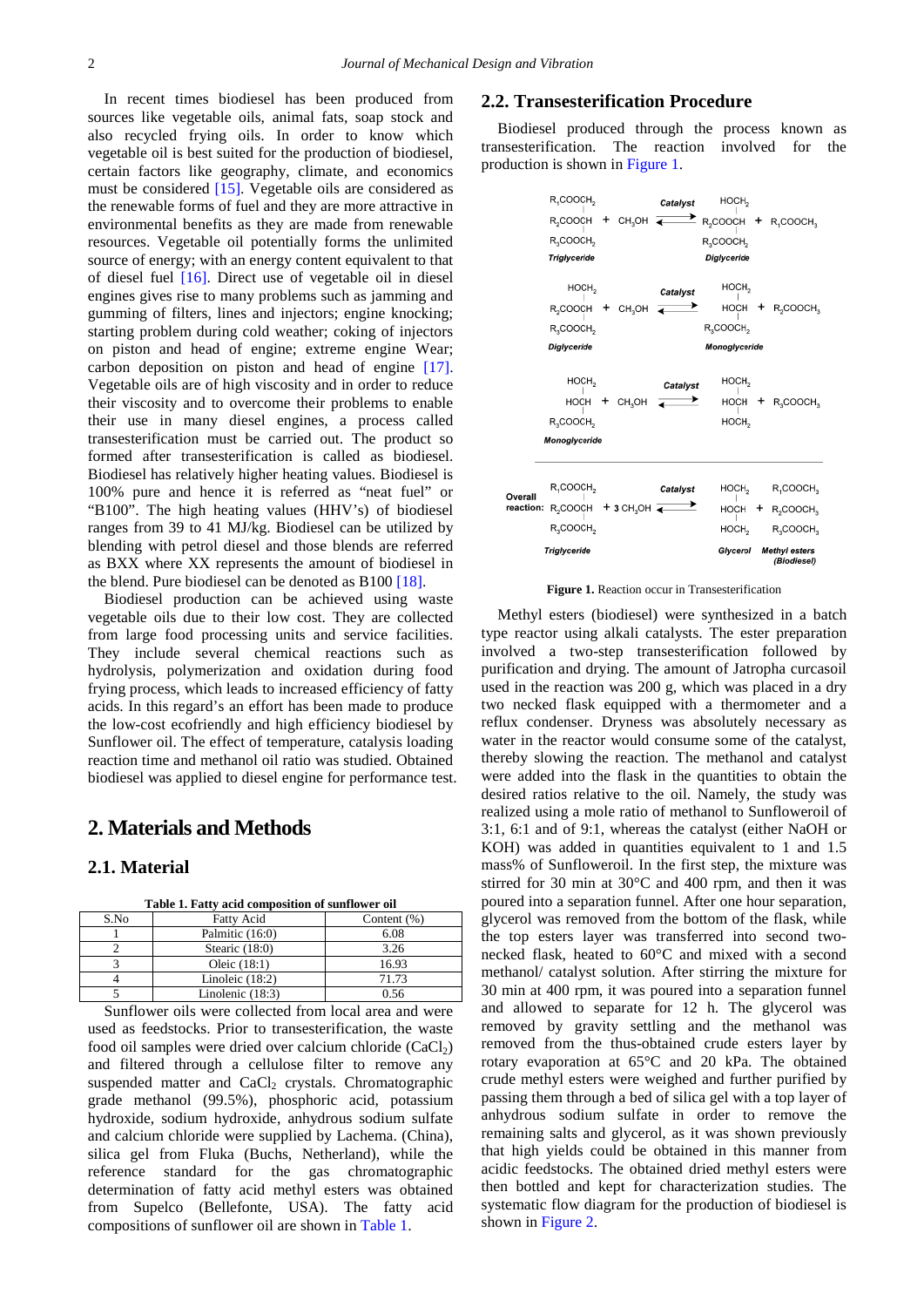In recent times biodiesel has been produced from sources like vegetable oils, animal fats, soap stock and also recycled frying oils. In order to know which vegetable oil is best suited for the production of biodiesel, certain factors like geography, climate, and economics must be considered [15]. Vegetable oils are considered as the renewable forms of fuel and they are more attractive in environmental benefits as they are made from renewable resources. Vegetable oil potentially forms the unlimited source of energy; with an energy content equivalent to that of diesel fuel [16]. Direct use of vegetable oil in diesel engines gives rise to many problems such as jamming and gumming of filters, lines and injectors; engine knocking; starting problem during cold weather; coking of injectors on piston and head of engine; extreme engine Wear; carbon deposition on piston and head of engine [17]. Vegetable oils are of high viscosity and in order to reduce their viscosity and to overcome their problems to enable their use in many diesel engines, a process called transesterification must be carried out. The product so formed after transesterification is called as biodiesel. Biodiesel has relatively higher heating values. Biodiesel is 100% pure and hence it is referred as "neat fuel" or "B100". The high heating values (HHV's) of biodiesel ranges from 39 to 41 MJ/kg. Biodiesel can be utilized by blending with petrol diesel and those blends are referred as BXX where XX represents the amount of biodiesel in the blend. Pure biodiesel can be denoted as B100 [18].

Biodiesel production can be achieved using waste vegetable oils due to their low cost. They are collected from large food processing units and service facilities. They include several chemical reactions such as hydrolysis, polymerization and oxidation during food frying process, which leads to increased efficiency of fatty acids. In this regard's an effort has been made to produce the low-cost ecofriendly and high efficiency biodiesel by Sunflower oil. The effect of temperature, catalysis loading reaction time and methanol oil ratio was studied. Obtained biodiesel was applied to diesel engine for performance test.

# 2. Materials and Methods

## 2.1. Material

**Table 1. Fatty acid composition of sunflower oil**

| S.No | Fatty Acid | Content (%) |
|---|---|---|
| 1 | Palmitic (16:0) | 6.08 |
| 2 | Stearic (18:0) | 3.26 |
| 3 | Oleic (18:1) | 16.93 |
| 4 | Linoleic (18:2) | 71.73 |
| 5 | Linolenic (18:3) | 0.56 |

Sunflower oils were collected from local area and were used as feedstocks. Prior to transesterification, the waste food oil samples were dried over calcium chloride ($CaCl_2$) and filtered through a cellulose filter to remove any suspended matter and $CaCl_2$ crystals. Chromatographic grade methanol (99.5%), phosphoric acid, potassium hydroxide, sodium hydroxide, anhydrous sodium sulfate and calcium chloride were supplied by Lachema. (China), silica gel from Fluka (Buchs, Netherland), while the reference standard for the gas chromatographic determination of fatty acid methyl esters was obtained from Supelco (Bellefonte, USA). The fatty acid compositions of sunflower oil are shown in Table 1.

## 2.2. Transesterification Procedure

Biodiesel produced through the process known as transesterification. The reaction involved for the production is shown in Figure 1.

$$\text{Triglyceride } (R_1COOCH_2,\ R_2COOCH,\ R_3COOCH_2) + CH_3OH \xrightleftharpoons{\text{Catalyst}} \text{Diglyceride } (HOCH_2,\ R_2COOCH,\ R_3COOCH_2) + R_1COOCH_3$$

$$\text{Diglyceride } (HOCH_2,\ R_2COOCH,\ R_3COOCH_2) + CH_3OH \xrightleftharpoons{\text{Catalyst}} \text{Monoglyceride } (HOCH_2,\ HOCH,\ R_3COOCH_2) + R_2COOCH_3$$

$$\text{Monoglyceride } (HOCH_2,\ HOCH,\ R_3COOCH_2) + CH_3OH \xrightleftharpoons{\text{Catalyst}} (HOCH_2,\ HOCH,\ HOCH_2) + R_3COOCH_3$$

Overall reaction:

$$\text{Triglyceride } (R_1COOCH_2,\ R_2COOCH,\ R_3COOCH_2) + 3\,CH_3OH \xrightleftharpoons{\text{Catalyst}} \text{Glycerol } (HOCH_2,\ HOCH,\ HOCH_2) + \text{Methyl esters (Biodiesel) } (R_1COOCH_3,\ R_2COOCH_3,\ R_3COOCH_3)$$

**Figure 1.** Reaction occur in Transesterification

Methyl esters (biodiesel) were synthesized in a batch type reactor using alkali catalysts. The ester preparation involved a two-step transesterification followed by purification and drying. The amount of Jatropha curcasoil used in the reaction was 200 g, which was placed in a dry two necked flask equipped with a thermometer and a reflux condenser. Dryness was absolutely necessary as water in the reactor would consume some of the catalyst, thereby slowing the reaction. The methanol and catalyst were added into the flask in the quantities to obtain the desired ratios relative to the oil. Namely, the study was realized using a mole ratio of methanol to Sunfloweroil of 3:1, 6:1 and of 9:1, whereas the catalyst (either NaOH or KOH) was added in quantities equivalent to 1 and 1.5 mass% of Sunfloweroil. In the first step, the mixture was stirred for 30 min at 30°C and 400 rpm, and then it was poured into a separation funnel. After one hour separation, glycerol was removed from the bottom of the flask, while the top esters layer was transferred into second two-necked flask, heated to 60°C and mixed with a second methanol/ catalyst solution. After stirring the mixture for 30 min at 400 rpm, it was poured into a separation funnel and allowed to separate for 12 h. The glycerol was removed by gravity settling and the methanol was removed from the thus-obtained crude esters layer by rotary evaporation at 65°C and 20 kPa. The obtained crude methyl esters were weighed and further purified by passing them through a bed of silica gel with a top layer of anhydrous sodium sulfate in order to remove the remaining salts and glycerol, as it was shown previously that high yields could be obtained in this manner from acidic feedstocks. The obtained dried methyl esters were then bottled and kept for characterization studies. The systematic flow diagram for the production of biodiesel is shown in Figure 2.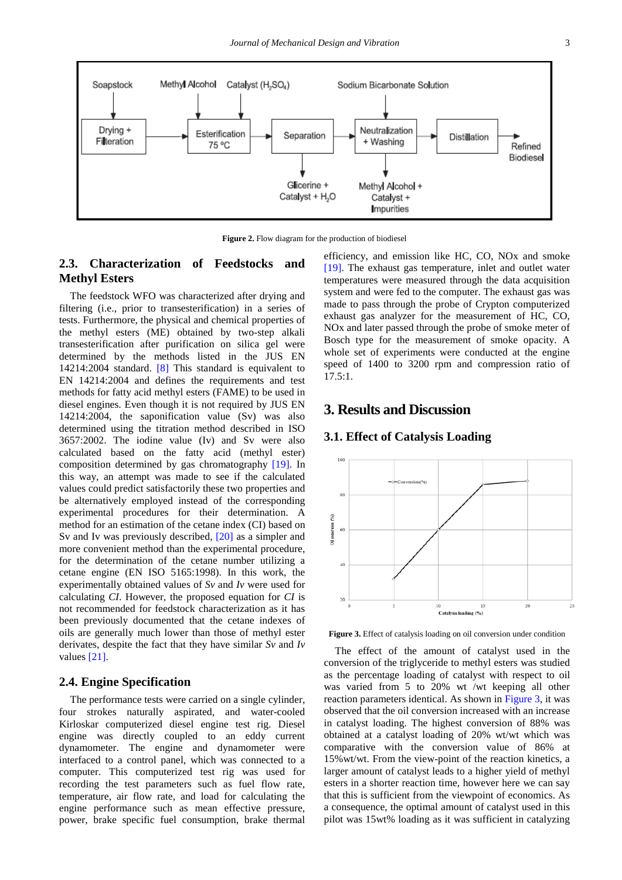Figure 2. Flow diagram for the production of biodiesel

## 2.3. Characterization of Feedstocks and Methyl Esters

The feedstock WFO was characterized after drying and filtering (i.e., prior to transesterification) in a series of tests. Furthermore, the physical and chemical properties of the methyl esters (ME) obtained by two-step alkali transesterification after purification on silica gel were determined by the methods listed in the JUS EN 14214:2004 standard. [8] This standard is equivalent to EN 14214:2004 and defines the requirements and test methods for fatty acid methyl esters (FAME) to be used in diesel engines. Even though it is not required by JUS EN 14214:2004, the saponification value (Sv) was also determined using the titration method described in ISO 3657:2002. The iodine value (Iv) and Sv were also calculated based on the fatty acid (methyl ester) composition determined by gas chromatography [19]. In this way, an attempt was made to see if the calculated values could predict satisfactorily these two properties and be alternatively employed instead of the corresponding experimental procedures for their determination. A method for an estimation of the cetane index (CI) based on Sv and Iv was previously described, [20] as a simpler and more convenient method than the experimental procedure, for the determination of the cetane number utilizing a cetane engine (EN ISO 5165:1998). In this work, the experimentally obtained values of *Sv* and *Iv* were used for calculating *CI*. However, the proposed equation for *CI* is not recommended for feedstock characterization as it has been previously documented that the cetane indexes of oils are generally much lower than those of methyl ester derivates, despite the fact that they have similar *Sv* and *Iv* values [21].

## 2.4. Engine Specification

The performance tests were carried on a single cylinder, four strokes naturally aspirated, and water-cooled Kirloskar computerized diesel engine test rig. Diesel engine was directly coupled to an eddy current dynamometer. The engine and dynamometer were interfaced to a control panel, which was connected to a computer. This computerized test rig was used for recording the test parameters such as fuel flow rate, temperature, air flow rate, and load for calculating the engine performance such as mean effective pressure, power, brake specific fuel consumption, brake thermal efficiency, and emission like HC, CO, NOx and smoke [19]. The exhaust gas temperature, inlet and outlet water temperatures were measured through the data acquisition system and were fed to the computer. The exhaust gas was made to pass through the probe of Crypton computerized exhaust gas analyzer for the measurement of HC, CO, NOx and later passed through the probe of smoke meter of Bosch type for the measurement of smoke opacity. A whole set of experiments were conducted at the engine speed of 1400 to 3200 rpm and compression ratio of 17.5:1.

# 3. Results and Discussion

## 3.1. Effect of Catalysis Loading

Figure 3. Effect of catalysis loading on oil conversion under condition

The effect of the amount of catalyst used in the conversion of the triglyceride to methyl esters was studied as the percentage loading of catalyst with respect to oil was varied from 5 to 20% wt /wt keeping all other reaction parameters identical. As shown in Figure 3, it was observed that the oil conversion increased with an increase in catalyst loading. The highest conversion of 88% was obtained at a catalyst loading of 20% wt/wt which was comparative with the conversion value of 86% at 15%wt/wt. From the view-point of the reaction kinetics, a larger amount of catalyst leads to a higher yield of methyl esters in a shorter reaction time, however here we can say that this is sufficient from the viewpoint of economics. As a consequence, the optimal amount of catalyst used in this pilot was 15wt% loading as it was sufficient in catalyzing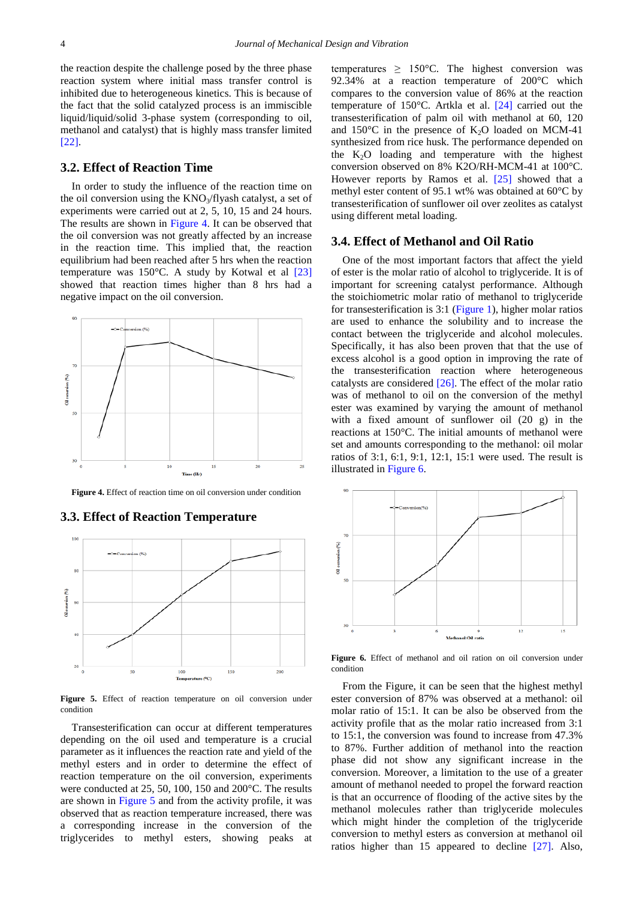the reaction despite the challenge posed by the three phase reaction system where initial mass transfer control is inhibited due to heterogeneous kinetics. This is because of the fact that the solid catalyzed process is an immiscible liquid/liquid/solid 3-phase system (corresponding to oil, methanol and catalyst) that is highly mass transfer limited [22].

### 3.2. Effect of Reaction Time

In order to study the influence of the reaction time on the oil conversion using the $KNO_3$/flyash catalyst, a set of experiments were carried out at 2, 5, 10, 15 and 24 hours. The results are shown in Figure 4. It can be observed that the oil conversion was not greatly affected by an increase in the reaction time. This implied that, the reaction equilibrium had been reached after 5 hrs when the reaction temperature was 150°C. A study by Kotwal et al [23] showed that reaction times higher than 8 hrs had a negative impact on the oil conversion.

**Figure 4.** Effect of reaction time on oil conversion under condition

### 3.3. Effect of Reaction Temperature

**Figure 5.** Effect of reaction temperature on oil conversion under condition

Transesterification can occur at different temperatures depending on the oil used and temperature is a crucial parameter as it influences the reaction rate and yield of the methyl esters and in order to determine the effect of reaction temperature on the oil conversion, experiments were conducted at 25, 50, 100, 150 and 200°C. The results are shown in Figure 5 and from the activity profile, it was observed that as reaction temperature increased, there was a corresponding increase in the conversion of the triglycerides to methyl esters, showing peaks at temperatures ≥ 150°C. The highest conversion was 92.34% at a reaction temperature of 200°C which compares to the conversion value of 86% at the reaction temperature of 150°C. Artkla et al. [24] carried out the transesterification of palm oil with methanol at 60, 120 and 150°C in the presence of $K_2O$ loaded on MCM-41 synthesized from rice husk. The performance depended on the $K_2O$ loading and temperature with the highest conversion observed on 8% K2O/RH-MCM-41 at 100°C. However reports by Ramos et al. [25] showed that a methyl ester content of 95.1 wt% was obtained at 60°C by transesterification of sunflower oil over zeolites as catalyst using different metal loading.

### 3.4. Effect of Methanol and Oil Ratio

One of the most important factors that affect the yield of ester is the molar ratio of alcohol to triglyceride. It is of important for screening catalyst performance. Although the stoichiometric molar ratio of methanol to triglyceride for transesterification is 3:1 (Figure 1), higher molar ratios are used to enhance the solubility and to increase the contact between the triglyceride and alcohol molecules. Specifically, it has also been proven that that the use of excess alcohol is a good option in improving the rate of the transesterification reaction where heterogeneous catalysts are considered [26]. The effect of the molar ratio was of methanol to oil on the conversion of the methyl ester was examined by varying the amount of methanol with a fixed amount of sunflower oil (20 g) in the reactions at 150°C. The initial amounts of methanol were set and amounts corresponding to the methanol: oil molar ratios of 3:1, 6:1, 9:1, 12:1, 15:1 were used. The result is illustrated in Figure 6.

**Figure 6.** Effect of methanol and oil ration on oil conversion under condition

From the Figure, it can be seen that the highest methyl ester conversion of 87% was observed at a methanol: oil molar ratio of 15:1. It can be also be observed from the activity profile that as the molar ratio increased from 3:1 to 15:1, the conversion was found to increase from 47.3% to 87%. Further addition of methanol into the reaction phase did not show any significant increase in the conversion. Moreover, a limitation to the use of a greater amount of methanol needed to propel the forward reaction is that an occurrence of flooding of the active sites by the methanol molecules rather than triglyceride molecules which might hinder the completion of the triglyceride conversion to methyl esters as conversion at methanol oil ratios higher than 15 appeared to decline [27]. Also,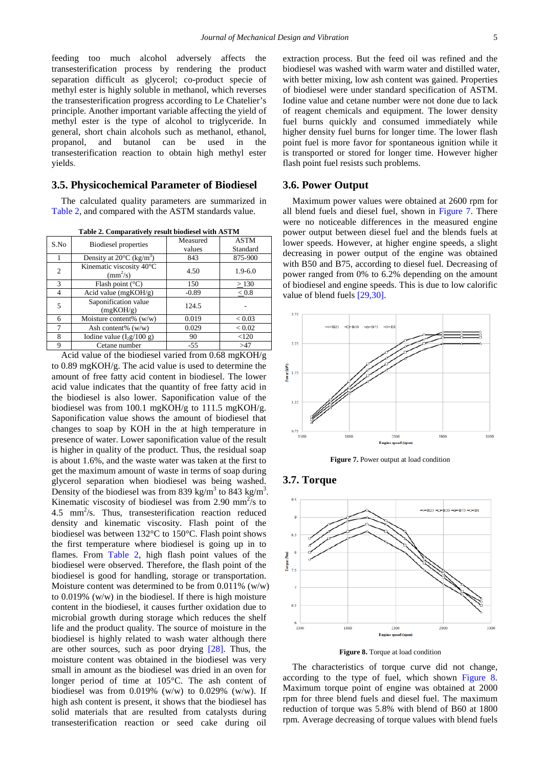feeding too much alcohol adversely affects the transesterification process by rendering the product separation difficult as glycerol; co-product specie of methyl ester is highly soluble in methanol, which reverses the transesterification progress according to Le Chatelier's principle. Another important variable affecting the yield of methyl ester is the type of alcohol to triglyceride. In general, short chain alcohols such as methanol, ethanol, propanol, and butanol can be used in the transesterification reaction to obtain high methyl ester yields.

### 3.5. Physicochemical Parameter of Biodiesel

The calculated quality parameters are summarized in Table 2, and compared with the ASTM standards value.

**Table 2. Comparatively result biodiesel with ASTM**

| S.No | Biodiesel properties | Measured values | ASTM Standard |
|---|---|---|---|
| 1 | Density at 20°C (kg/m$^3$) | 843 | 875-900 |
| 2 | Kinematic viscosity 40°C (mm$^2$/s) | 4.50 | 1.9-6.0 |
| 3 | Flash point (°C) | 150 | $\geq$ 130 |
| 4 | Acid value (mgKOH/g) | -0.89 | $\leq$ 0.8 |
| 5 | Saponification value (mgKOH/g) | 124.5 | - |
| 6 | Moisture content% (w/w) | 0.019 | < 0.03 |
| 7 | Ash content% (w/w) | 0.029 | < 0.02 |
| 8 | Iodine value ($I_2$g/100 g) | 90 | <120 |
| 9 | Cetane number | -55 | >47 |

Acid value of the biodiesel varied from 0.68 mgKOH/g to 0.89 mgKOH/g. The acid value is used to determine the amount of free fatty acid content in biodiesel. The lower acid value indicates that the quantity of free fatty acid in the biodiesel is also lower. Saponification value of the biodiesel was from 100.1 mgKOH/g to 111.5 mgKOH/g. Saponification value shows the amount of biodiesel that changes to soap by KOH in the at high temperature in presence of water. Lower saponification value of the result is higher in quality of the product. Thus, the residual soap is about 1.6%, and the waste water was taken at the first to get the maximum amount of waste in terms of soap during glycerol separation when biodiesel was being washed. Density of the biodiesel was from 839 kg/m$^3$ to 843 kg/m$^3$. Kinematic viscosity of biodiesel was from 2.90 mm$^2$/s to 4.5 mm$^2$/s. Thus, transesterification reaction reduced density and kinematic viscosity. Flash point of the biodiesel was between 132°C to 150°C. Flash point shows the first temperature where biodiesel is going up in to flames. From Table 2, high flash point values of the biodiesel were observed. Therefore, the flash point of the biodiesel is good for handling, storage or transportation. Moisture content was determined to be from 0.011% (w/w) to 0.019% (w/w) in the biodiesel. If there is high moisture content in the biodiesel, it causes further oxidation due to microbial growth during storage which reduces the shelf life and the product quality. The source of moisture in the biodiesel is highly related to wash water although there are other sources, such as poor drying [28]. Thus, the moisture content was obtained in the biodiesel was very small in amount as the biodiesel was dried in an oven for longer period of time at 105°C. The ash content of biodiesel was from 0.019% (w/w) to 0.029% (w/w). If high ash content is present, it shows that the biodiesel has solid materials that are resulted from catalysts during transesterification reaction or seed cake during oil extraction process. But the feed oil was refined and the biodiesel was washed with warm water and distilled water, with better mixing, low ash content was gained. Properties of biodiesel were under standard specification of ASTM. Iodine value and cetane number were not done due to lack of reagent chemicals and equipment. The lower density fuel burns quickly and consumed immediately while higher density fuel burns for longer time. The lower flash point fuel is more favor for spontaneous ignition while it is transported or stored for longer time. However higher flash point fuel resists such problems.

### 3.6. Power Output

Maximum power values were obtained at 2600 rpm for all blend fuels and diesel fuel, shown in Figure 7. There were no noticeable differences in the measured engine power output between diesel fuel and the blends fuels at lower speeds. However, at higher engine speeds, a slight decreasing in power output of the engine was obtained with B50 and B75, according to diesel fuel. Decreasing of power ranged from 0% to 6.2% depending on the amount of biodiesel and engine speeds. This is due to low calorific value of blend fuels [29,30].

**Figure 7.** Power output at load condition

### 3.7. Torque

**Figure 8.** Torque at load condition

The characteristics of torque curve did not change, according to the type of fuel, which shown Figure 8. Maximum torque point of engine was obtained at 2000 rpm for three blend fuels and diesel fuel. The maximum reduction of torque was 5.8% with blend of B60 at 1800 rpm. Average decreasing of torque values with blend fuels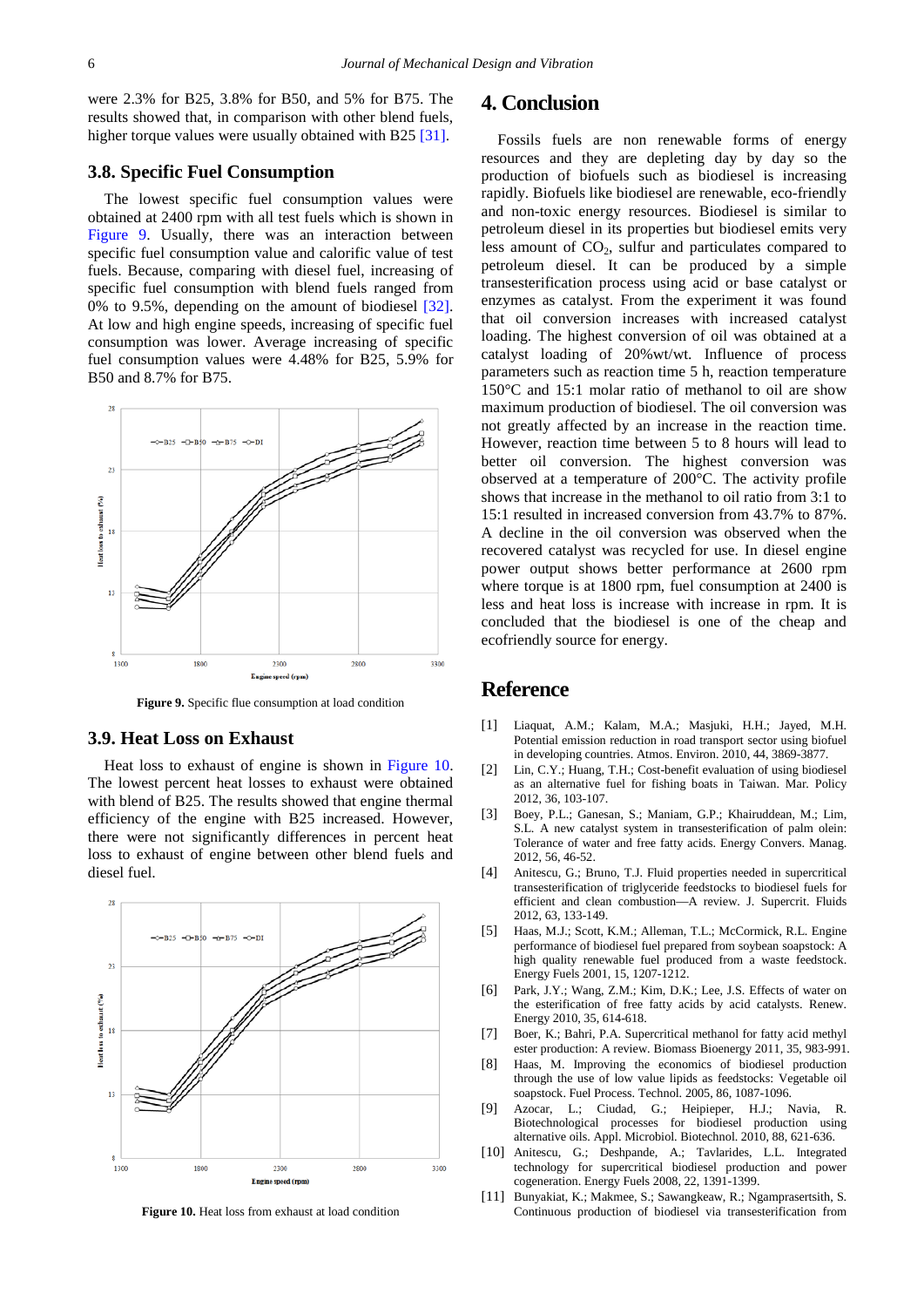were 2.3% for B25, 3.8% for B50, and 5% for B75. The results showed that, in comparison with other blend fuels, higher torque values were usually obtained with B25 [31].

### 3.8. Specific Fuel Consumption

The lowest specific fuel consumption values were obtained at 2400 rpm with all test fuels which is shown in Figure 9. Usually, there was an interaction between specific fuel consumption value and calorific value of test fuels. Because, comparing with diesel fuel, increasing of specific fuel consumption with blend fuels ranged from 0% to 9.5%, depending on the amount of biodiesel [32]. At low and high engine speeds, increasing of specific fuel consumption was lower. Average increasing of specific fuel consumption values were 4.48% for B25, 5.9% for B50 and 8.7% for B75.

**Figure 9.** Specific flue consumption at load condition

### 3.9. Heat Loss on Exhaust

Heat loss to exhaust of engine is shown in Figure 10. The lowest percent heat losses to exhaust were obtained with blend of B25. The results showed that engine thermal efficiency of the engine with B25 increased. However, there were not significantly differences in percent heat loss to exhaust of engine between other blend fuels and diesel fuel.

**Figure 10.** Heat loss from exhaust at load condition

## 4. Conclusion

Fossils fuels are non renewable forms of energy resources and they are depleting day by day so the production of biofuels such as biodiesel is increasing rapidly. Biofuels like biodiesel are renewable, eco-friendly and non-toxic energy resources. Biodiesel is similar to petroleum diesel in its properties but biodiesel emits very less amount of $CO_2$, sulfur and particulates compared to petroleum diesel. It can be produced by a simple transesterification process using acid or base catalyst or enzymes as catalyst. From the experiment it was found that oil conversion increases with increased catalyst loading. The highest conversion of oil was obtained at a catalyst loading of 20%wt/wt. Influence of process parameters such as reaction time 5 h, reaction temperature 150°C and 15:1 molar ratio of methanol to oil are show maximum production of biodiesel. The oil conversion was not greatly affected by an increase in the reaction time. However, reaction time between 5 to 8 hours will lead to better oil conversion. The highest conversion was observed at a temperature of 200°C. The activity profile shows that increase in the methanol to oil ratio from 3:1 to 15:1 resulted in increased conversion from 43.7% to 87%. A decline in the oil conversion was observed when the recovered catalyst was recycled for use. In diesel engine power output shows better performance at 2600 rpm where torque is at 1800 rpm, fuel consumption at 2400 is less and heat loss is increase with increase in rpm. It is concluded that the biodiesel is one of the cheap and ecofriendly source for energy.

## Reference

[1] Liaquat, A.M.; Kalam, M.A.; Masjuki, H.H.; Jayed, M.H. Potential emission reduction in road transport sector using biofuel in developing countries. Atmos. Environ. 2010, 44, 3869-3877.

[2] Lin, C.Y.; Huang, T.H.; Cost-benefit evaluation of using biodiesel as an alternative fuel for fishing boats in Taiwan. Mar. Policy 2012, 36, 103-107.

[3] Boey, P.L.; Ganesan, S.; Maniam, G.P.; Khairuddean, M.; Lim, S.L. A new catalyst system in transesterification of palm olein: Tolerance of water and free fatty acids. Energy Convers. Manag. 2012, 56, 46-52.

[4] Anitescu, G.; Bruno, T.J. Fluid properties needed in supercritical transesterification of triglyceride feedstocks to biodiesel fuels for efficient and clean combustion—A review. J. Supercrit. Fluids 2012, 63, 133-149.

[5] Haas, M.J.; Scott, K.M.; Alleman, T.L.; McCormick, R.L. Engine performance of biodiesel fuel prepared from soybean soapstock: A high quality renewable fuel produced from a waste feedstock. Energy Fuels 2001, 15, 1207-1212.

[6] Park, J.Y.; Wang, Z.M.; Kim, D.K.; Lee, J.S. Effects of water on the esterification of free fatty acids by acid catalysts. Renew. Energy 2010, 35, 614-618.

[7] Boer, K.; Bahri, P.A. Supercritical methanol for fatty acid methyl ester production: A review. Biomass Bioenergy 2011, 35, 983-991.

[8] Haas, M. Improving the economics of biodiesel production through the use of low value lipids as feedstocks: Vegetable oil soapstock. Fuel Process. Technol. 2005, 86, 1087-1096.

[9] Azocar, L.; Ciudad, G.; Heipieper, H.J.; Navia, R. Biotechnological processes for biodiesel production using alternative oils. Appl. Microbiol. Biotechnol. 2010, 88, 621-636.

[10] Anitescu, G.; Deshpande, A.; Tavlarides, L.L. Integrated technology for supercritical biodiesel production and power cogeneration. Energy Fuels 2008, 22, 1391-1399.

[11] Bunyakiat, K.; Makmee, S.; Sawangkeaw, R.; Ngamprasertsith, S. Continuous production of biodiesel via transesterification from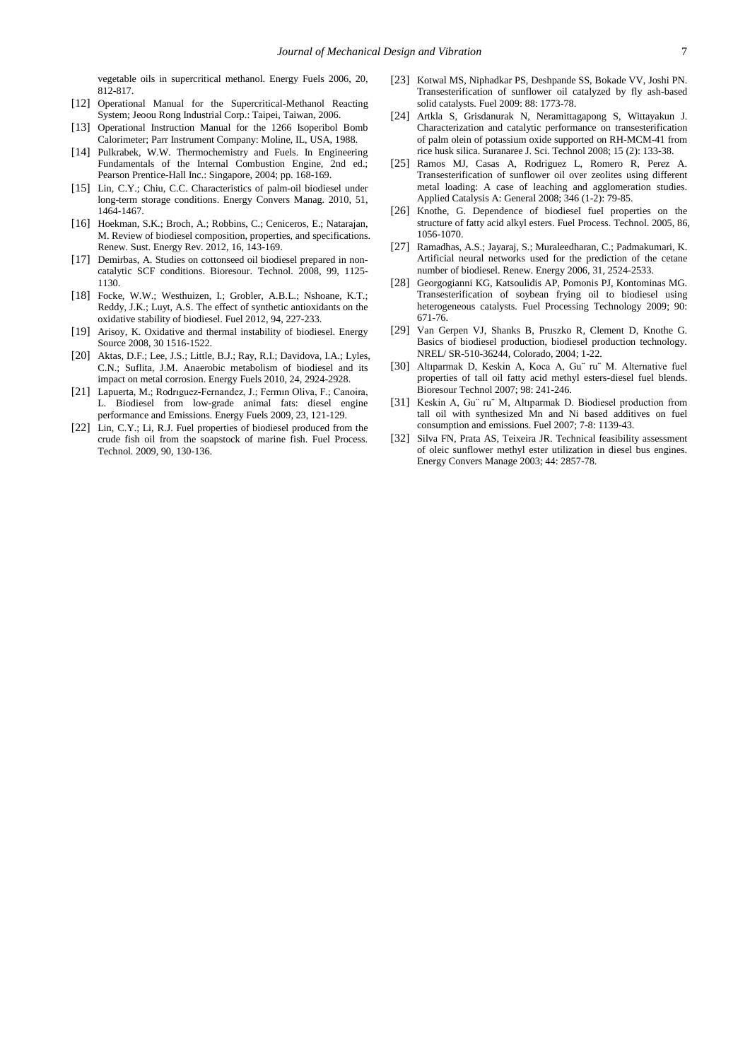vegetable oils in supercritical methanol. Energy Fuels 2006, 20, 812-817.

[12] Operational Manual for the Supercritical-Methanol Reacting System; Jeoou Rong Industrial Corp.: Taipei, Taiwan, 2006.

[13] Operational Instruction Manual for the 1266 Isoperibol Bomb Calorimeter; Parr Instrument Company: Moline, IL, USA, 1988.

[14] Pulkrabek, W.W. Thermochemistry and Fuels. In Engineering Fundamentals of the Internal Combustion Engine, 2nd ed.; Pearson Prentice-Hall Inc.: Singapore, 2004; pp. 168-169.

[15] Lin, C.Y.; Chiu, C.C. Characteristics of palm-oil biodiesel under long-term storage conditions. Energy Convers Manag. 2010, 51, 1464-1467.

[16] Hoekman, S.K.; Broch, A.; Robbins, C.; Ceniceros, E.; Natarajan, M. Review of biodiesel composition, properties, and specifications. Renew. Sust. Energy Rev. 2012, 16, 143-169.

[17] Demirbas, A. Studies on cottonseed oil biodiesel prepared in non-catalytic SCF conditions. Bioresour. Technol. 2008, 99, 1125-1130.

[18] Focke, W.W.; Westhuizen, I.; Grobler, A.B.L.; Nshoane, K.T.; Reddy, J.K.; Luyt, A.S. The effect of synthetic antioxidants on the oxidative stability of biodiesel. Fuel 2012, 94, 227-233.

[19] Arisoy, K. Oxidative and thermal instability of biodiesel. Energy Source 2008, 30 1516-1522.

[20] Aktas, D.F.; Lee, J.S.; Little, B.J.; Ray, R.I.; Davidova, I.A.; Lyles, C.N.; Suflita, J.M. Anaerobic metabolism of biodiesel and its impact on metal corrosion. Energy Fuels 2010, 24, 2924-2928.

[21] Lapuerta, M.; Rodrıguez-Fernandez, J.; Fermın Oliva, F.; Canoira, L. Biodiesel from low-grade animal fats: diesel engine performance and Emissions. Energy Fuels 2009, 23, 121-129.

[22] Lin, C.Y.; Li, R.J. Fuel properties of biodiesel produced from the crude fish oil from the soapstock of marine fish. Fuel Process. Technol. 2009, 90, 130-136.

[23] Kotwal MS, Niphadkar PS, Deshpande SS, Bokade VV, Joshi PN. Transesterification of sunflower oil catalyzed by fly ash-based solid catalysts. Fuel 2009: 88: 1773-78.

[24] Artkla S, Grisdanurak N, Neramittagapong S, Wittayakun J. Characterization and catalytic performance on transesterification of palm olein of potassium oxide supported on RH-MCM-41 from rice husk silica. Suranaree J. Sci. Technol 2008; 15 (2): 133-38.

[25] Ramos MJ, Casas A, Rodriguez L, Romero R, Perez A. Transesterification of sunflower oil over zeolites using different metal loading: A case of leaching and agglomeration studies. Applied Catalysis A: General 2008; 346 (1-2): 79-85.

[26] Knothe, G. Dependence of biodiesel fuel properties on the structure of fatty acid alkyl esters. Fuel Process. Technol. 2005, 86, 1056-1070.

[27] Ramadhas, A.S.; Jayaraj, S.; Muraleedharan, C.; Padmakumari, K. Artificial neural networks used for the prediction of the cetane number of biodiesel. Renew. Energy 2006, 31, 2524-2533.

[28] Georgogianni KG, Katsoulidis AP, Pomonis PJ, Kontominas MG. Transesterification of soybean frying oil to biodiesel using heterogeneous catalysts. Fuel Processing Technology 2009; 90: 671-76.

[29] Van Gerpen VJ, Shanks B, Pruszko R, Clement D, Knothe G. Basics of biodiesel production, biodiesel production technology. NREL/ SR-510-36244, Colorado, 2004; 1-22.

[30] Altıparmak D, Keskin A, Koca A, Gu¨ ru¨ M. Alternative fuel properties of tall oil fatty acid methyl esters-diesel fuel blends. Bioresour Technol 2007; 98: 241-246.

[31] Keskin A, Gu¨ ru¨ M, Altıparmak D. Biodiesel production from tall oil with synthesized Mn and Ni based additives on fuel consumption and emissions. Fuel 2007; 7-8: 1139-43.

[32] Silva FN, Prata AS, Teixeira JR. Technical feasibility assessment of oleic sunflower methyl ester utilization in diesel bus engines. Energy Convers Manage 2003; 44: 2857-78.